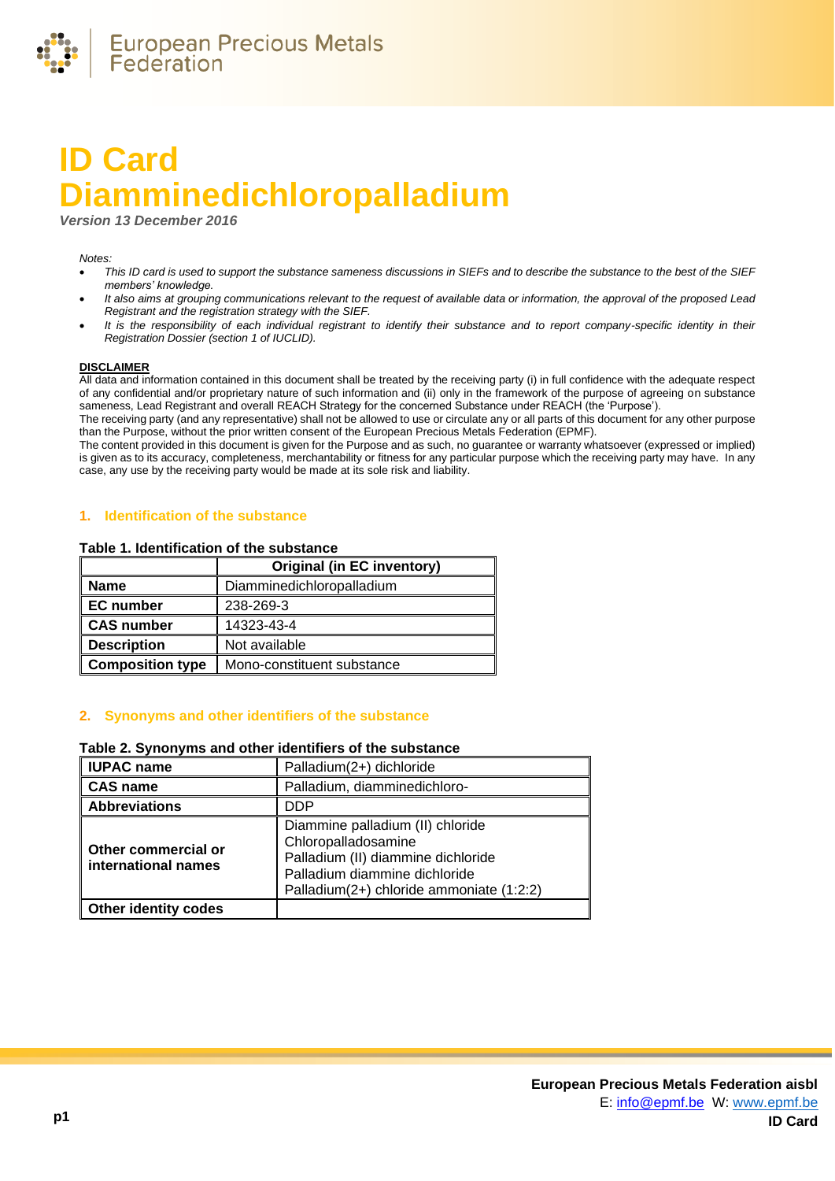# ID Card Diamminedichloropalladium

*Version 13 December 2016*

*Notes:*

- *This ID card is used to support the substance sameness discussions in SIEFs and to describe the substance to the best of the SIEF members' knowledge.*
- *It also aims at grouping communications relevant to the request of available data or information, the approval of the proposed Lead Registrant and the registration strategy with the SIEF.*
- *It is the responsibility of each individual registrant to identify their substance and to report company-specific identity in their Registration Dossier (section 1 of IUCLID).*

**DISCLAIMER**

All data and information contained in this document shall be treated by the receiving party (i) in full confidence with the adequate respect of any confidential and/or proprietary nature of such information and (ii) only in the framework of the purpose of agreeing on substance sameness, Lead Registrant and overall REACH Strategy for the concerned Substance under REACH (the 'Purpose').

The receiving party (and any representative) shall not be allowed to use or circulate any or all parts of this document for any other purpose than the Purpose, without the prior written consent of the European Precious Metals Federation (EPMF).

The content provided in this document is given for the Purpose and as such, no guarantee or warranty whatsoever (expressed or implied) is given as to its accuracy, completeness, merchantability or fitness for any particular purpose which the receiving party may have. In any case, any use by the receiving party would be made at its sole risk and liability.

## 1. Identification of the substance

**Table 1. Identification of the substance**

| | Original (in EC inventory) |
|---|---|
| **Name** | Diamminedichloropalladium |
| **EC number** | 238-269-3 |
| **CAS number** | 14323-43-4 |
| **Description** | Not available |
| **Composition type** | Mono-constituent substance |

## 2. Synonyms and other identifiers of the substance

**Table 2. Synonyms and other identifiers of the substance**

| | |
|---|---|
| **IUPAC name** | Palladium(2+) dichloride |
| **CAS name** | Palladium, diamminedichloro- |
| **Abbreviations** | DDP |
| **Other commercial or international names** | Diammine palladium (II) chloride<br>Chloropalladosamine<br>Palladium (II) diammine dichloride<br>Palladium diammine dichloride<br>Palladium(2+) chloride ammoniate (1:2:2) |
| **Other identity codes** | |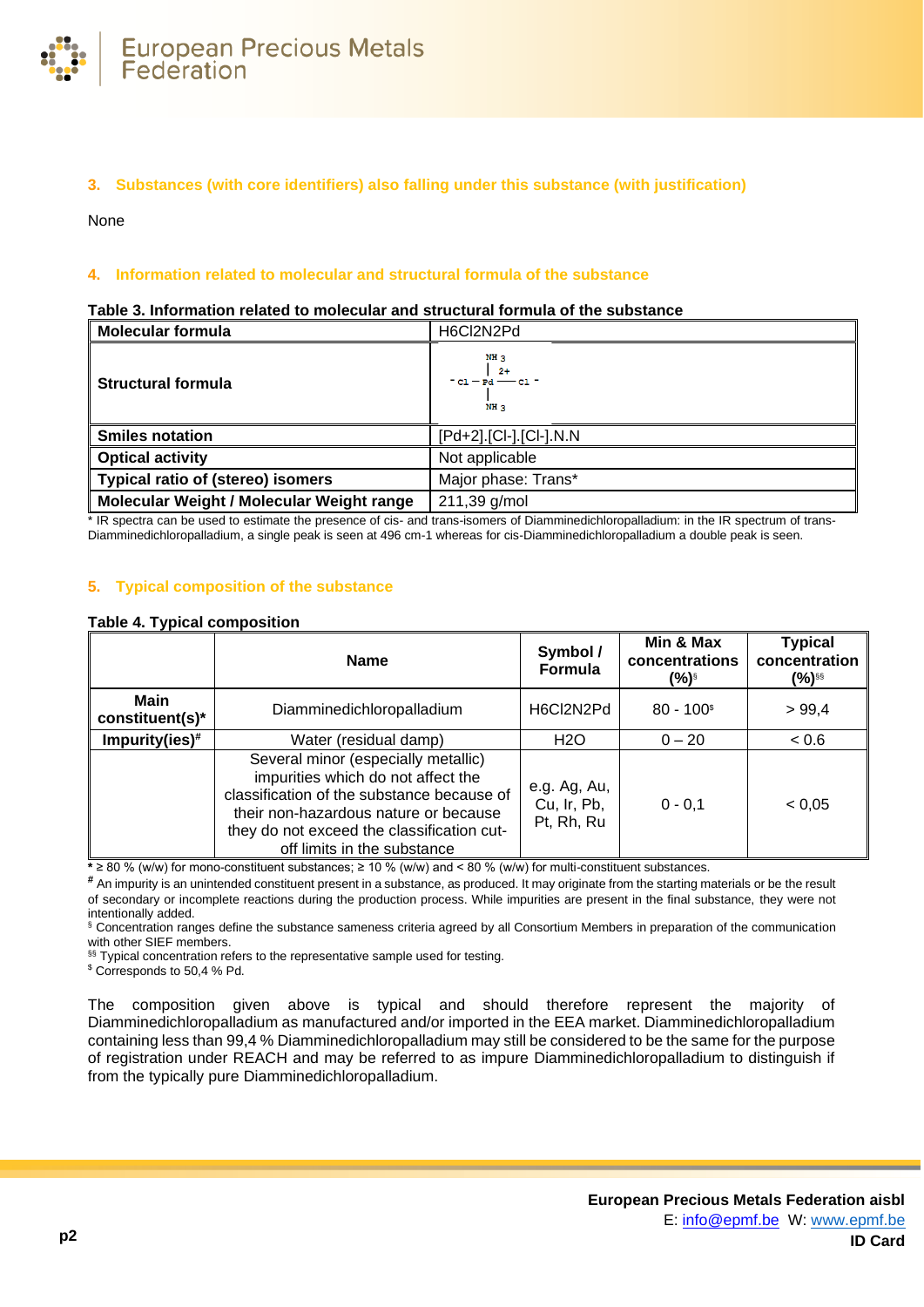## 3. Substances (with core identifiers) also falling under this substance (with justification)

None

## 4. Information related to molecular and structural formula of the substance

**Table 3. Information related to molecular and structural formula of the substance**

| Molecular formula | H6Cl2N2Pd |
|---|---|
| Structural formula | $NH_3$ / $^-Cl - Pd^{2+} - Cl^-$ / $NH_3$ |
| Smiles notation | [Pd+2].[Cl-].[Cl-].N.N |
| Optical activity | Not applicable |
| Typical ratio of (stereo) isomers | Major phase: Trans* |
| Molecular Weight / Molecular Weight range | 211,39 g/mol |

* IR spectra can be used to estimate the presence of cis- and trans-isomers of Diamminedichloropalladium: in the IR spectrum of trans-Diamminedichloropalladium, a single peak is seen at 496 cm-1 whereas for cis-Diamminedichloropalladium a double peak is seen.

## 5. Typical composition of the substance

**Table 4. Typical composition**

| | Name | Symbol / Formula | Min & Max concentrations (%)§ | Typical concentration (%)§§ |
|---|---|---|---|---|
| **Main constituent(s)*** | Diamminedichloropalladium | H6Cl2N2Pd | 80 - 100$ | > 99,4 |
| **Impurity(ies)#** | Water (residual damp) | H2O | 0 – 20 | < 0.6 |
| | Several minor (especially metallic) impurities which do not affect the classification of the substance because of their non-hazardous nature or because they do not exceed the classification cut-off limits in the substance | e.g. Ag, Au, Cu, Ir, Pb, Pt, Rh, Ru | 0 - 0,1 | < 0,05 |

* ≥ 80 % (w/w) for mono-constituent substances; ≥ 10 % (w/w) and < 80 % (w/w) for multi-constituent substances.

# An impurity is an unintended constituent present in a substance, as produced. It may originate from the starting materials or be the result of secondary or incomplete reactions during the production process. While impurities are present in the final substance, they were not intentionally added.

§ Concentration ranges define the substance sameness criteria agreed by all Consortium Members in preparation of the communication with other SIEF members.

§§ Typical concentration refers to the representative sample used for testing.

$ Corresponds to 50,4 % Pd.

The composition given above is typical and should therefore represent the majority of Diamminedichloropalladium as manufactured and/or imported in the EEA market. Diamminedichloropalladium containing less than 99,4 % Diamminedichloropalladium may still be considered to be the same for the purpose of registration under REACH and may be referred to as impure Diamminedichloropalladium to distinguish if from the typically pure Diamminedichloropalladium.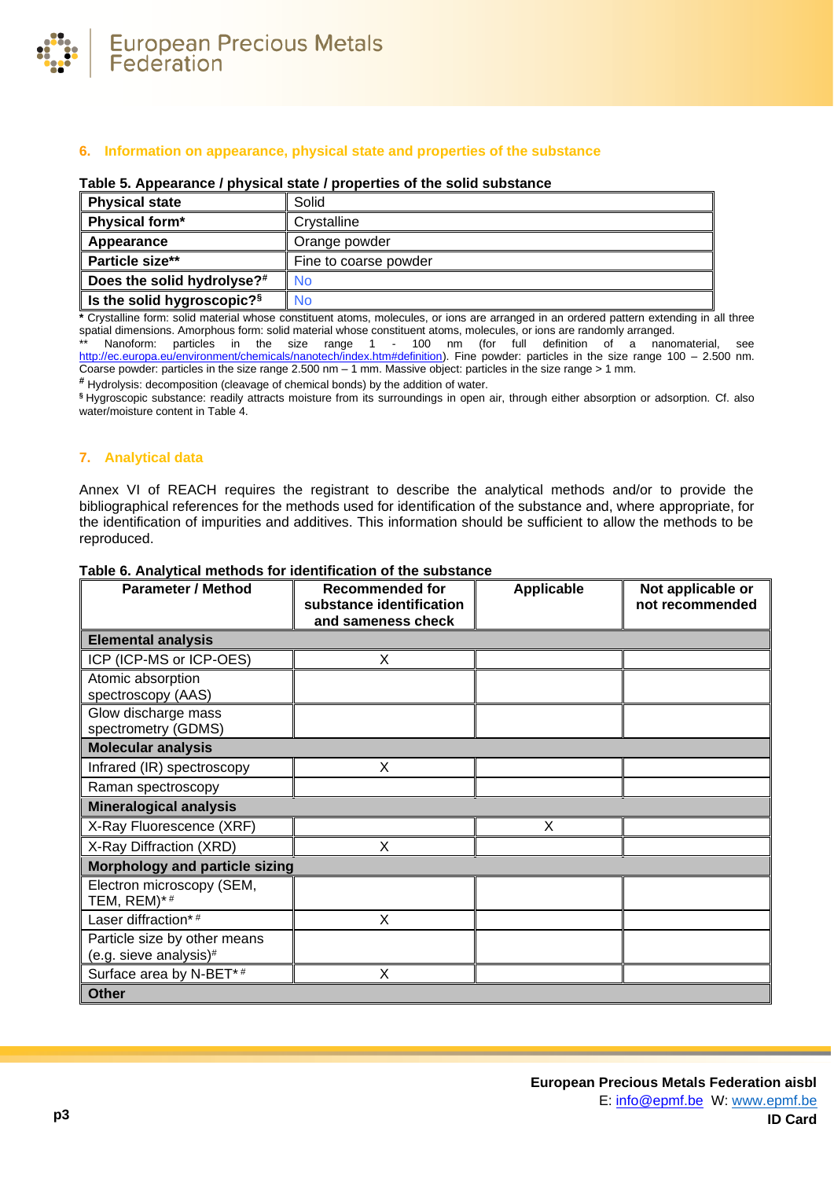## 6. Information on appearance, physical state and properties of the substance

**Table 5. Appearance / physical state / properties of the solid substance**

| | |
|---|---|
| **Physical state** | Solid |
| **Physical form*** | Crystalline |
| **Appearance** | Orange powder |
| **Particle size**** | Fine to coarse powder |
| **Does the solid hydrolyse?#** | No |
| **Is the solid hygroscopic?§** | No |

**\*** Crystalline form: solid material whose constituent atoms, molecules, or ions are arranged in an ordered pattern extending in all three spatial dimensions. Amorphous form: solid material whose constituent atoms, molecules, or ions are randomly arranged.

** Nanoform: particles in the size range 1 - 100 nm (for full definition of a nanomaterial, see http://ec.europa.eu/environment/chemicals/nanotech/index.htm#definition). Fine powder: particles in the size range 100 – 2.500 nm. Coarse powder: particles in the size range 2.500 nm – 1 mm. Massive object: particles in the size range > 1 mm.

**#** Hydrolysis: decomposition (cleavage of chemical bonds) by the addition of water.

§ Hygroscopic substance: readily attracts moisture from its surroundings in open air, through either absorption or adsorption. Cf. also water/moisture content in Table 4.

## 7. Analytical data

Annex VI of REACH requires the registrant to describe the analytical methods and/or to provide the bibliographical references for the methods used for identification of the substance and, where appropriate, for the identification of impurities and additives. This information should be sufficient to allow the methods to be reproduced.

**Table 6. Analytical methods for identification of the substance**

| Parameter / Method | Recommended for substance identification and sameness check | Applicable | Not applicable or not recommended |
|---|---|---|---|
| **Elemental analysis** | | | |
| ICP (ICP-MS or ICP-OES) | X | | |
| Atomic absorption spectroscopy (AAS) | | | |
| Glow discharge mass spectrometry (GDMS) | | | |
| **Molecular analysis** | | | |
| Infrared (IR) spectroscopy | X | | |
| Raman spectroscopy | | | |
| **Mineralogical analysis** | | | |
| X-Ray Fluorescence (XRF) | | X | |
| X-Ray Diffraction (XRD) | X | | |
| **Morphology and particle sizing** | | | |
| Electron microscopy (SEM, TEM, REM)* # | | | |
| Laser diffraction* # | X | | |
| Particle size by other means (e.g. sieve analysis)# | | | |
| Surface area by N-BET* # | X | | |
| **Other** | | | |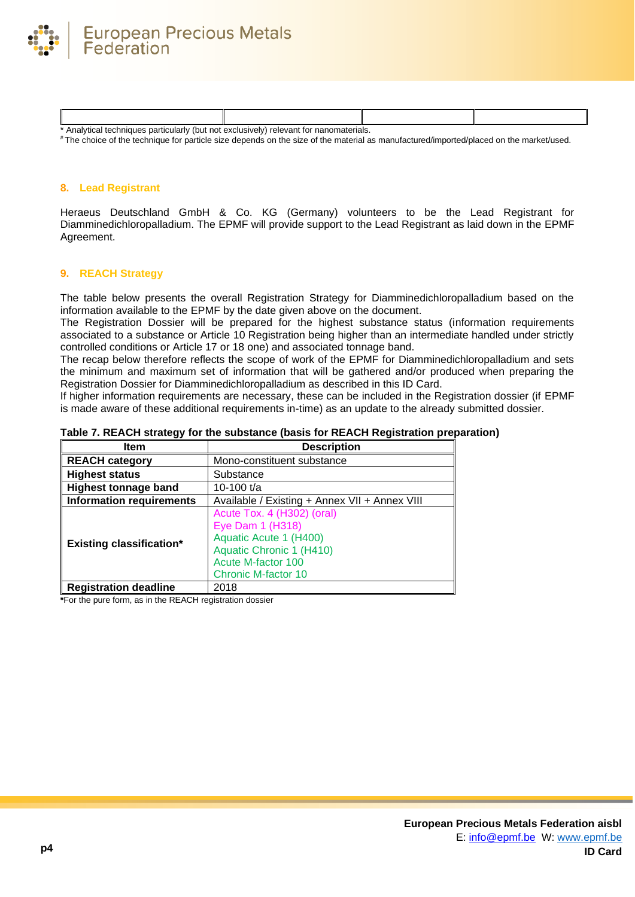| | | | |
|---|---|---|---|
| | | | |

* Analytical techniques particularly (but not exclusively) relevant for nanomaterials.
[#] The choice of the technique for particle size depends on the size of the material as manufactured/imported/placed on the market/used.

## 8. Lead Registrant

Heraeus Deutschland GmbH & Co. KG (Germany) volunteers to be the Lead Registrant for Diamminedichloropalladium. The EPMF will provide support to the Lead Registrant as laid down in the EPMF Agreement.

## 9. REACH Strategy

The table below presents the overall Registration Strategy for Diamminedichloropalladium based on the information available to the EPMF by the date given above on the document.
The Registration Dossier will be prepared for the highest substance status (information requirements associated to a substance or Article 10 Registration being higher than an intermediate handled under strictly controlled conditions or Article 17 or 18 one) and associated tonnage band.
The recap below therefore reflects the scope of work of the EPMF for Diamminedichloropalladium and sets the minimum and maximum set of information that will be gathered and/or produced when preparing the Registration Dossier for Diamminedichloropalladium as described in this ID Card.
If higher information requirements are necessary, these can be included in the Registration dossier (if EPMF is made aware of these additional requirements in-time) as an update to the already submitted dossier.

**Table 7. REACH strategy for the substance (basis for REACH Registration preparation)**

| Item | Description |
|---|---|
| **REACH category** | Mono-constituent substance |
| **Highest status** | Substance |
| **Highest tonnage band** | 10-100 t/a |
| **Information requirements** | Available / Existing + Annex VII + Annex VIII |
| **Existing classification*** | Acute Tox. 4 (H302) (oral)<br>Eye Dam 1 (H318)<br>Aquatic Acute 1 (H400)<br>Aquatic Chronic 1 (H410)<br>Acute M-factor 100<br>Chronic M-factor 10 |
| **Registration deadline** | 2018 |

***For the pure form, as in the REACH registration dossier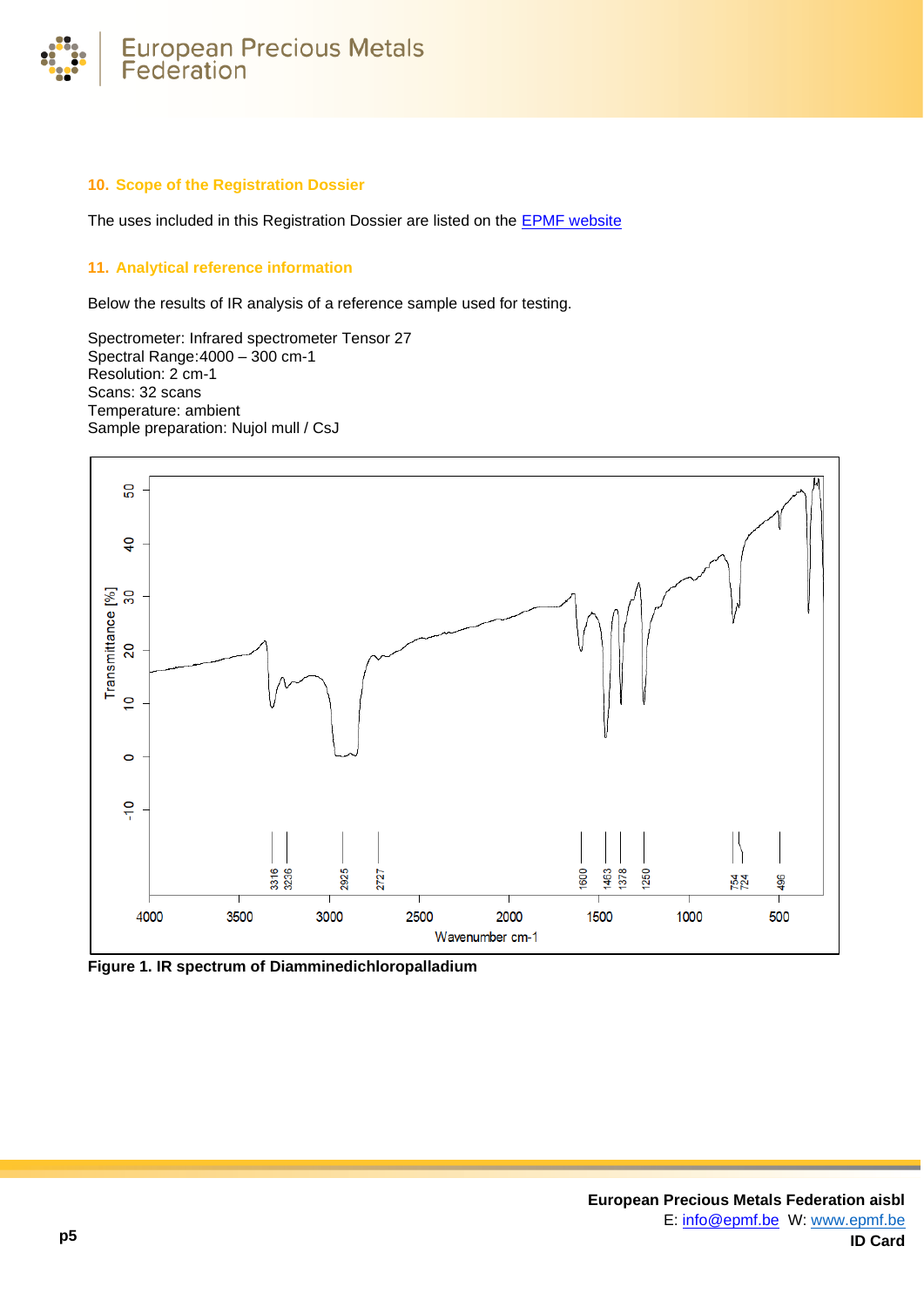## 10. Scope of the Registration Dossier

The uses included in this Registration Dossier are listed on the EPMF website

## 11. Analytical reference information

Below the results of IR analysis of a reference sample used for testing.

Spectrometer: Infrared spectrometer Tensor 27
Spectral Range:4000 – 300 cm-1
Resolution: 2 cm-1
Scans: 32 scans
Temperature: ambient
Sample preparation: Nujol mull / CsJ

Transmittance [%]

50
40
30
20
10
0
-10

3316
3236
2925
2727
1600
1463
1378
1250
754
724
496

4000
3500
3000
2500
2000
1500
1000
500

Wavenumber cm-1

**Figure 1. IR spectrum of Diamminedichloropalladium**